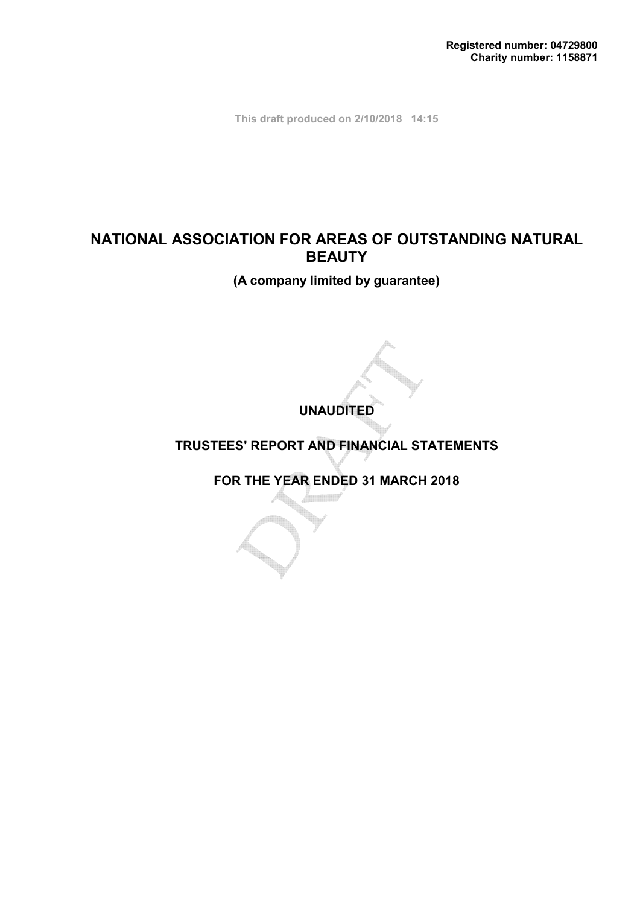**Registered number: 04729800**
**Charity number: 1158871**

This draft produced on 2/10/2018 14:15

# NATIONAL ASSOCIATION FOR AREAS OF OUTSTANDING NATURAL BEAUTY

**(A company limited by guarantee)**

**UNAUDITED**

**TRUSTEES' REPORT AND FINANCIAL STATEMENTS**

**FOR THE YEAR ENDED 31 MARCH 2018**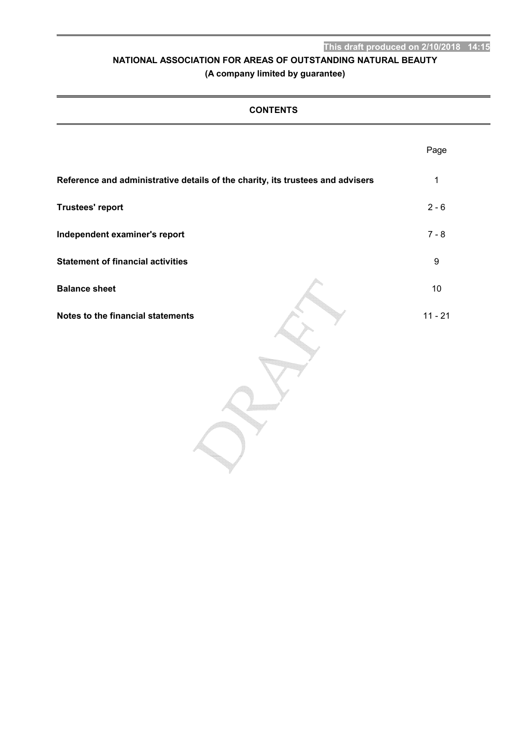This draft produced on 2/10/2018 14:15

# NATIONAL ASSOCIATION FOR AREAS OF OUTSTANDING NATURAL BEAUTY

**(A company limited by guarantee)**

## CONTENTS

| | Page |
|---|---|
| **Reference and administrative details of the charity, its trustees and advisers** | 1 |
| **Trustees' report** | 2 - 6 |
| **Independent examiner's report** | 7 - 8 |
| **Statement of financial activities** | 9 |
| **Balance sheet** | 10 |
| **Notes to the financial statements** | 11 - 21 |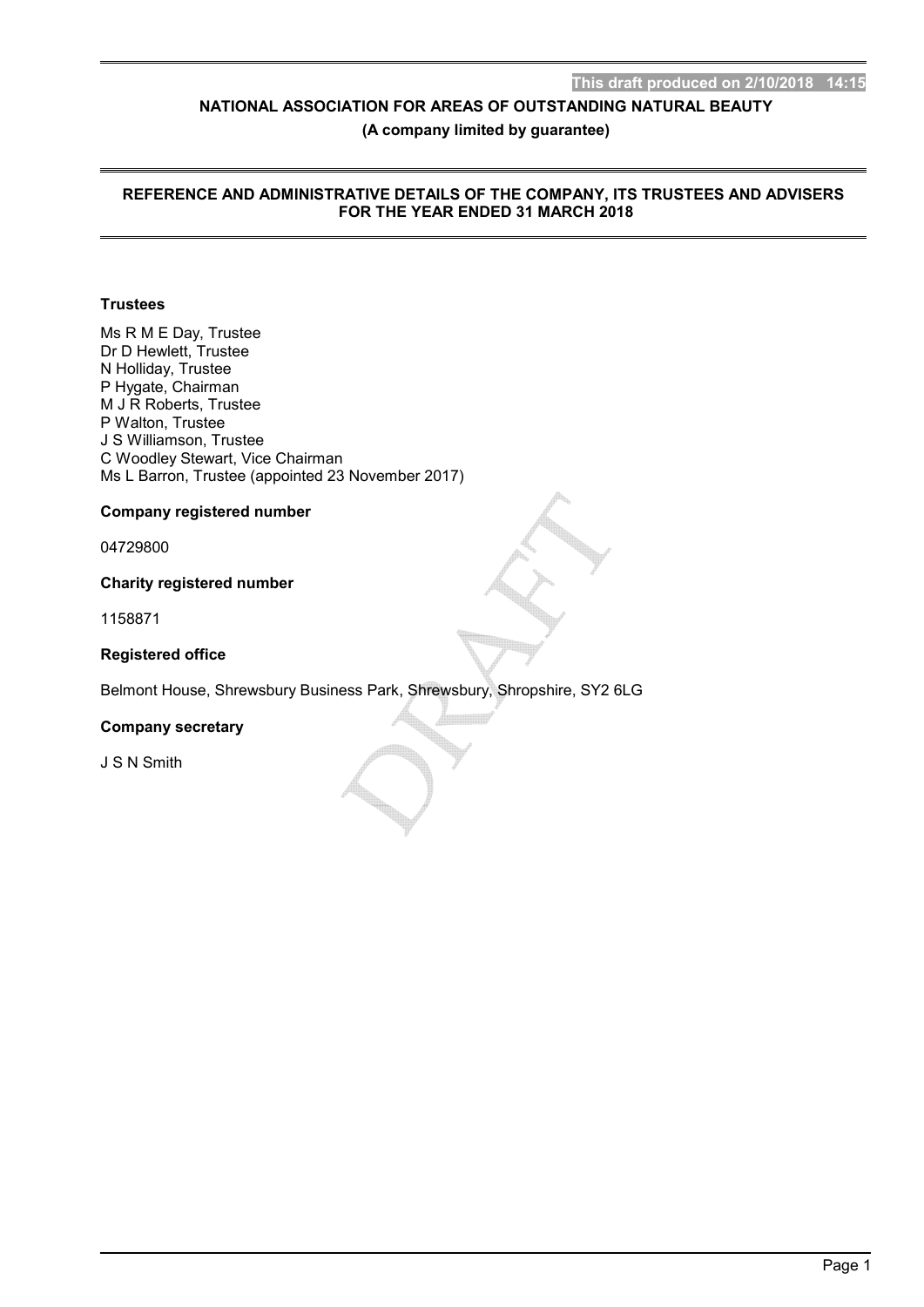NATIONAL ASSOCIATION FOR AREAS OF OUTSTANDING NATURAL BEAUTY

(A company limited by guarantee)

# REFERENCE AND ADMINISTRATIVE DETAILS OF THE COMPANY, ITS TRUSTEES AND ADVISERS FOR THE YEAR ENDED 31 MARCH 2018

**Trustees**

Ms R M E Day, Trustee
Dr D Hewlett, Trustee
N Holliday, Trustee
P Hygate, Chairman
M J R Roberts, Trustee
P Walton, Trustee
J S Williamson, Trustee
C Woodley Stewart, Vice Chairman
Ms L Barron, Trustee (appointed 23 November 2017)

**Company registered number**

04729800

**Charity registered number**

1158871

**Registered office**

Belmont House, Shrewsbury Business Park, Shrewsbury, Shropshire, SY2 6LG

**Company secretary**

J S N Smith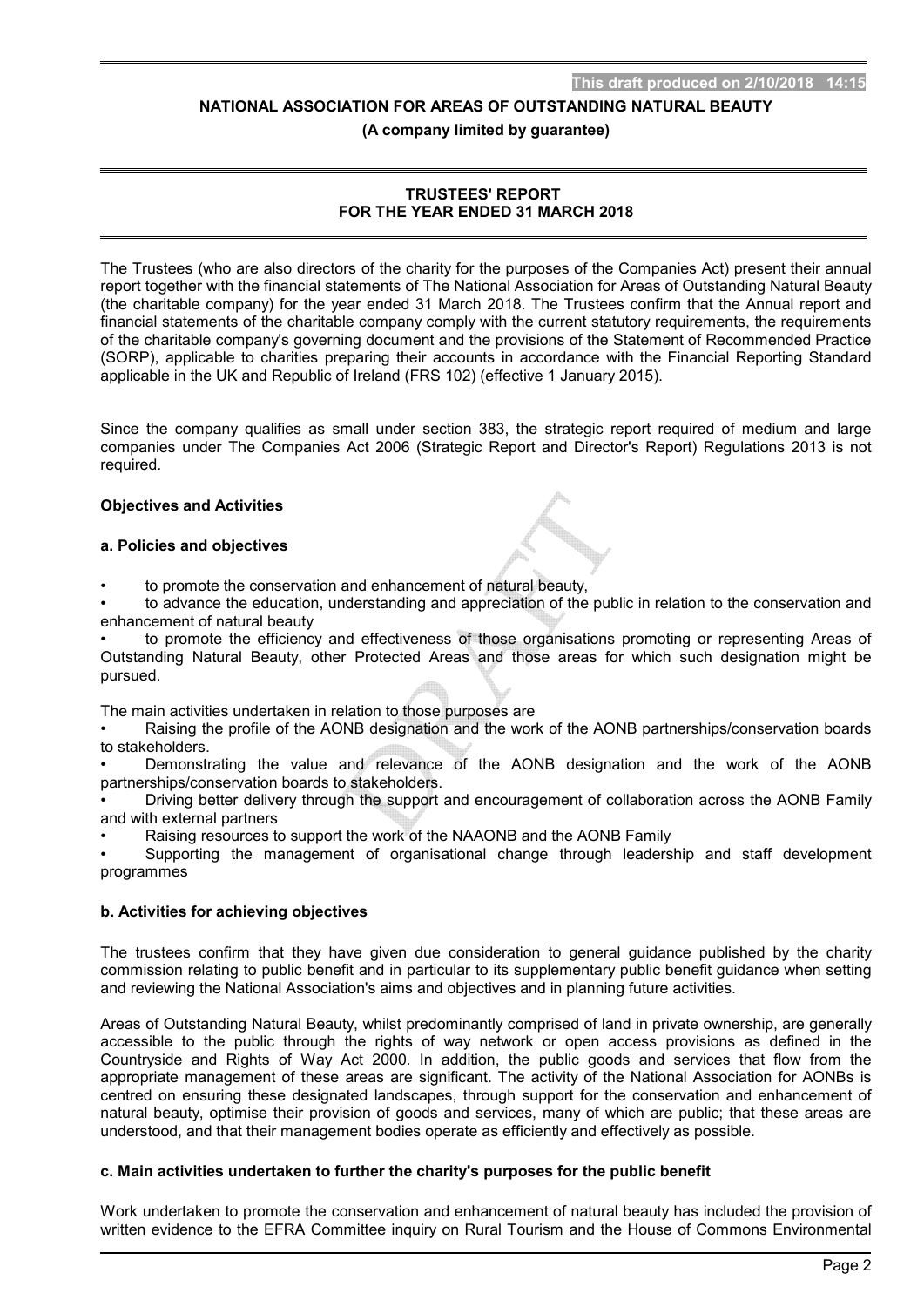NATIONAL ASSOCIATION FOR AREAS OF OUTSTANDING NATURAL BEAUTY

(A company limited by guarantee)

## TRUSTEES' REPORT
## FOR THE YEAR ENDED 31 MARCH 2018

The Trustees (who are also directors of the charity for the purposes of the Companies Act) present their annual report together with the financial statements of The National Association for Areas of Outstanding Natural Beauty (the charitable company) for the year ended 31 March 2018. The Trustees confirm that the Annual report and financial statements of the charitable company comply with the current statutory requirements, the requirements of the charitable company's governing document and the provisions of the Statement of Recommended Practice (SORP), applicable to charities preparing their accounts in accordance with the Financial Reporting Standard applicable in the UK and Republic of Ireland (FRS 102) (effective 1 January 2015).

Since the company qualifies as small under section 383, the strategic report required of medium and large companies under The Companies Act 2006 (Strategic Report and Director's Report) Regulations 2013 is not required.

### Objectives and Activities

#### a. Policies and objectives

- to promote the conservation and enhancement of natural beauty,
- to advance the education, understanding and appreciation of the public in relation to the conservation and enhancement of natural beauty
- to promote the efficiency and effectiveness of those organisations promoting or representing Areas of Outstanding Natural Beauty, other Protected Areas and those areas for which such designation might be pursued.

The main activities undertaken in relation to those purposes are

- Raising the profile of the AONB designation and the work of the AONB partnerships/conservation boards to stakeholders.
- Demonstrating the value and relevance of the AONB designation and the work of the AONB partnerships/conservation boards to stakeholders.
- Driving better delivery through the support and encouragement of collaboration across the AONB Family and with external partners
- Raising resources to support the work of the NAAONB and the AONB Family
- Supporting the management of organisational change through leadership and staff development programmes

#### b. Activities for achieving objectives

The trustees confirm that they have given due consideration to general guidance published by the charity commission relating to public benefit and in particular to its supplementary public benefit guidance when setting and reviewing the National Association's aims and objectives and in planning future activities.

Areas of Outstanding Natural Beauty, whilst predominantly comprised of land in private ownership, are generally accessible to the public through the rights of way network or open access provisions as defined in the Countryside and Rights of Way Act 2000. In addition, the public goods and services that flow from the appropriate management of these areas are significant. The activity of the National Association for AONBs is centred on ensuring these designated landscapes, through support for the conservation and enhancement of natural beauty, optimise their provision of goods and services, many of which are public; that these areas are understood, and that their management bodies operate as efficiently and effectively as possible.

#### c. Main activities undertaken to further the charity's purposes for the public benefit

Work undertaken to promote the conservation and enhancement of natural beauty has included the provision of written evidence to the EFRA Committee inquiry on Rural Tourism and the House of Commons Environmental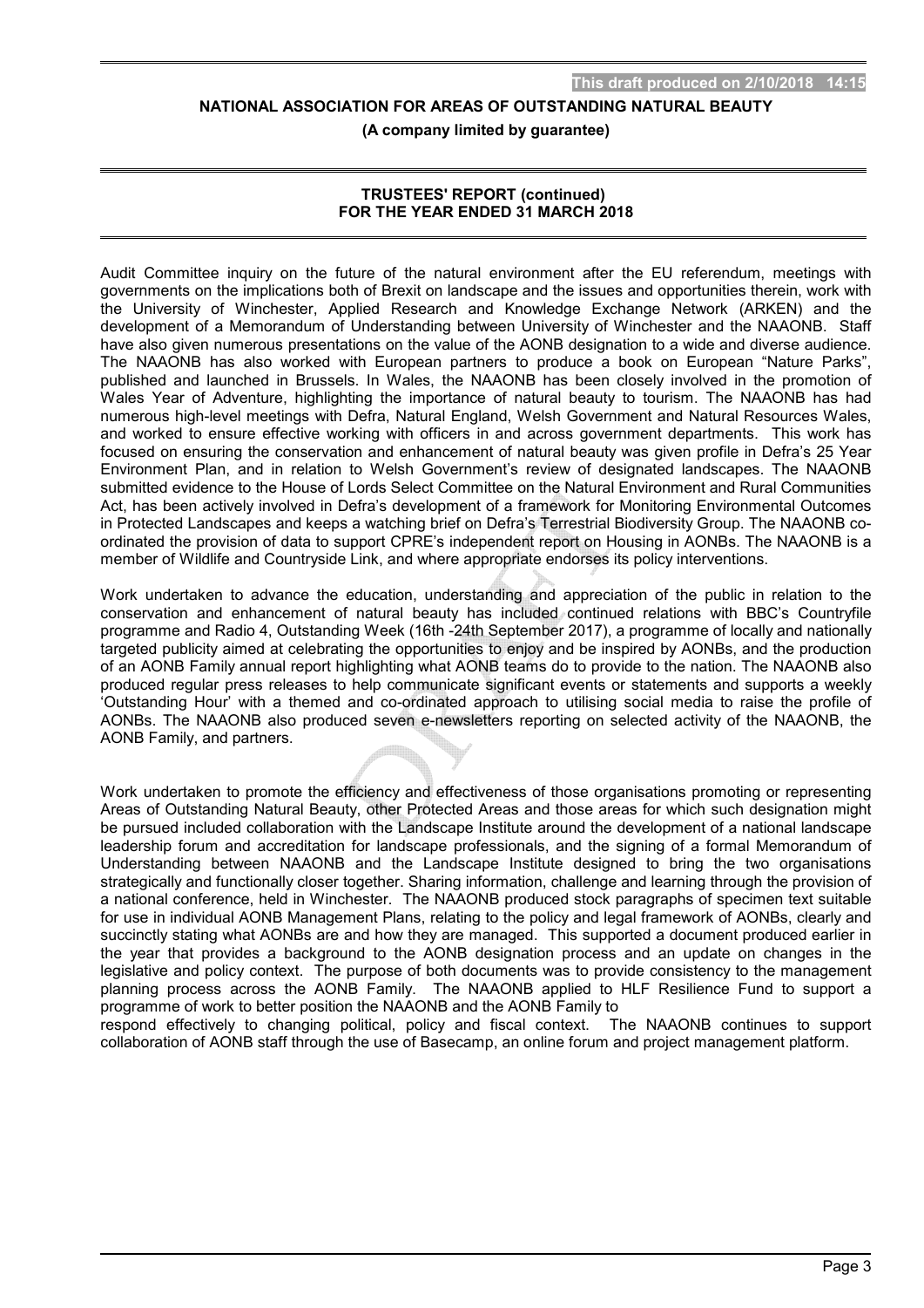This draft produced on 2/10/2018 14:15

**NATIONAL ASSOCIATION FOR AREAS OF OUTSTANDING NATURAL BEAUTY**

**(A company limited by guarantee)**

**TRUSTEES' REPORT (continued)**
**FOR THE YEAR ENDED 31 MARCH 2018**

Audit Committee inquiry on the future of the natural environment after the EU referendum, meetings with governments on the implications both of Brexit on landscape and the issues and opportunities therein, work with the University of Winchester, Applied Research and Knowledge Exchange Network (ARKEN) and the development of a Memorandum of Understanding between University of Winchester and the NAAONB. Staff have also given numerous presentations on the value of the AONB designation to a wide and diverse audience. The NAAONB has also worked with European partners to produce a book on European "Nature Parks", published and launched in Brussels. In Wales, the NAAONB has been closely involved in the promotion of Wales Year of Adventure, highlighting the importance of natural beauty to tourism. The NAAONB has had numerous high-level meetings with Defra, Natural England, Welsh Government and Natural Resources Wales, and worked to ensure effective working with officers in and across government departments. This work has focused on ensuring the conservation and enhancement of natural beauty was given profile in Defra's 25 Year Environment Plan, and in relation to Welsh Government's review of designated landscapes. The NAAONB submitted evidence to the House of Lords Select Committee on the Natural Environment and Rural Communities Act, has been actively involved in Defra's development of a framework for Monitoring Environmental Outcomes in Protected Landscapes and keeps a watching brief on Defra's Terrestrial Biodiversity Group. The NAAONB co-ordinated the provision of data to support CPRE's independent report on Housing in AONBs. The NAAONB is a member of Wildlife and Countryside Link, and where appropriate endorses its policy interventions.

Work undertaken to advance the education, understanding and appreciation of the public in relation to the conservation and enhancement of natural beauty has included continued relations with BBC's Countryfile programme and Radio 4, Outstanding Week (16th -24th September 2017), a programme of locally and nationally targeted publicity aimed at celebrating the opportunities to enjoy and be inspired by AONBs, and the production of an AONB Family annual report highlighting what AONB teams do to provide to the nation. The NAAONB also produced regular press releases to help communicate significant events or statements and supports a weekly 'Outstanding Hour' with a themed and co-ordinated approach to utilising social media to raise the profile of AONBs. The NAAONB also produced seven e-newsletters reporting on selected activity of the NAAONB, the AONB Family, and partners.

Work undertaken to promote the efficiency and effectiveness of those organisations promoting or representing Areas of Outstanding Natural Beauty, other Protected Areas and those areas for which such designation might be pursued included collaboration with the Landscape Institute around the development of a national landscape leadership forum and accreditation for landscape professionals, and the signing of a formal Memorandum of Understanding between NAAONB and the Landscape Institute designed to bring the two organisations strategically and functionally closer together. Sharing information, challenge and learning through the provision of a national conference, held in Winchester. The NAAONB produced stock paragraphs of specimen text suitable for use in individual AONB Management Plans, relating to the policy and legal framework of AONBs, clearly and succinctly stating what AONBs are and how they are managed. This supported a document produced earlier in the year that provides a background to the AONB designation process and an update on changes in the legislative and policy context. The purpose of both documents was to provide consistency to the management planning process across the AONB Family. The NAAONB applied to HLF Resilience Fund to support a programme of work to better position the NAAONB and the AONB Family to respond effectively to changing political, policy and fiscal context. The NAAONB continues to support collaboration of AONB staff through the use of Basecamp, an online forum and project management platform.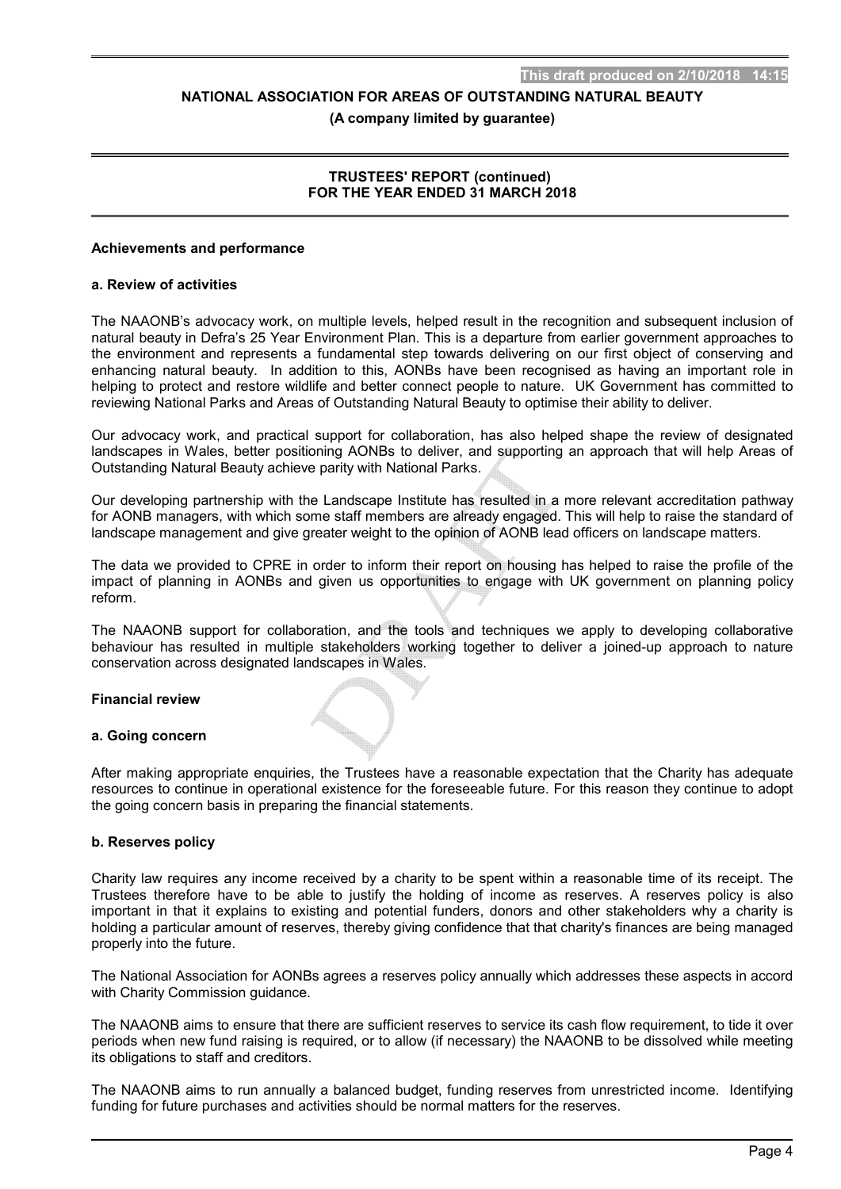## Achievements and performance

### a. Review of activities

The NAAONB's advocacy work, on multiple levels, helped result in the recognition and subsequent inclusion of natural beauty in Defra's 25 Year Environment Plan. This is a departure from earlier government approaches to the environment and represents a fundamental step towards delivering on our first object of conserving and enhancing natural beauty. In addition to this, AONBs have been recognised as having an important role in helping to protect and restore wildlife and better connect people to nature. UK Government has committed to reviewing National Parks and Areas of Outstanding Natural Beauty to optimise their ability to deliver.

Our advocacy work, and practical support for collaboration, has also helped shape the review of designated landscapes in Wales, better positioning AONBs to deliver, and supporting an approach that will help Areas of Outstanding Natural Beauty achieve parity with National Parks.

Our developing partnership with the Landscape Institute has resulted in a more relevant accreditation pathway for AONB managers, with which some staff members are already engaged. This will help to raise the standard of landscape management and give greater weight to the opinion of AONB lead officers on landscape matters.

The data we provided to CPRE in order to inform their report on housing has helped to raise the profile of the impact of planning in AONBs and given us opportunities to engage with UK government on planning policy reform.

The NAAONB support for collaboration, and the tools and techniques we apply to developing collaborative behaviour has resulted in multiple stakeholders working together to deliver a joined-up approach to nature conservation across designated landscapes in Wales.

## Financial review

### a. Going concern

After making appropriate enquiries, the Trustees have a reasonable expectation that the Charity has adequate resources to continue in operational existence for the foreseeable future. For this reason they continue to adopt the going concern basis in preparing the financial statements.

### b. Reserves policy

Charity law requires any income received by a charity to be spent within a reasonable time of its receipt. The Trustees therefore have to be able to justify the holding of income as reserves. A reserves policy is also important in that it explains to existing and potential funders, donors and other stakeholders why a charity is holding a particular amount of reserves, thereby giving confidence that that charity's finances are being managed properly into the future.

The National Association for AONBs agrees a reserves policy annually which addresses these aspects in accord with Charity Commission guidance.

The NAAONB aims to ensure that there are sufficient reserves to service its cash flow requirement, to tide it over periods when new fund raising is required, or to allow (if necessary) the NAAONB to be dissolved while meeting its obligations to staff and creditors.

The NAAONB aims to run annually a balanced budget, funding reserves from unrestricted income. Identifying funding for future purchases and activities should be normal matters for the reserves.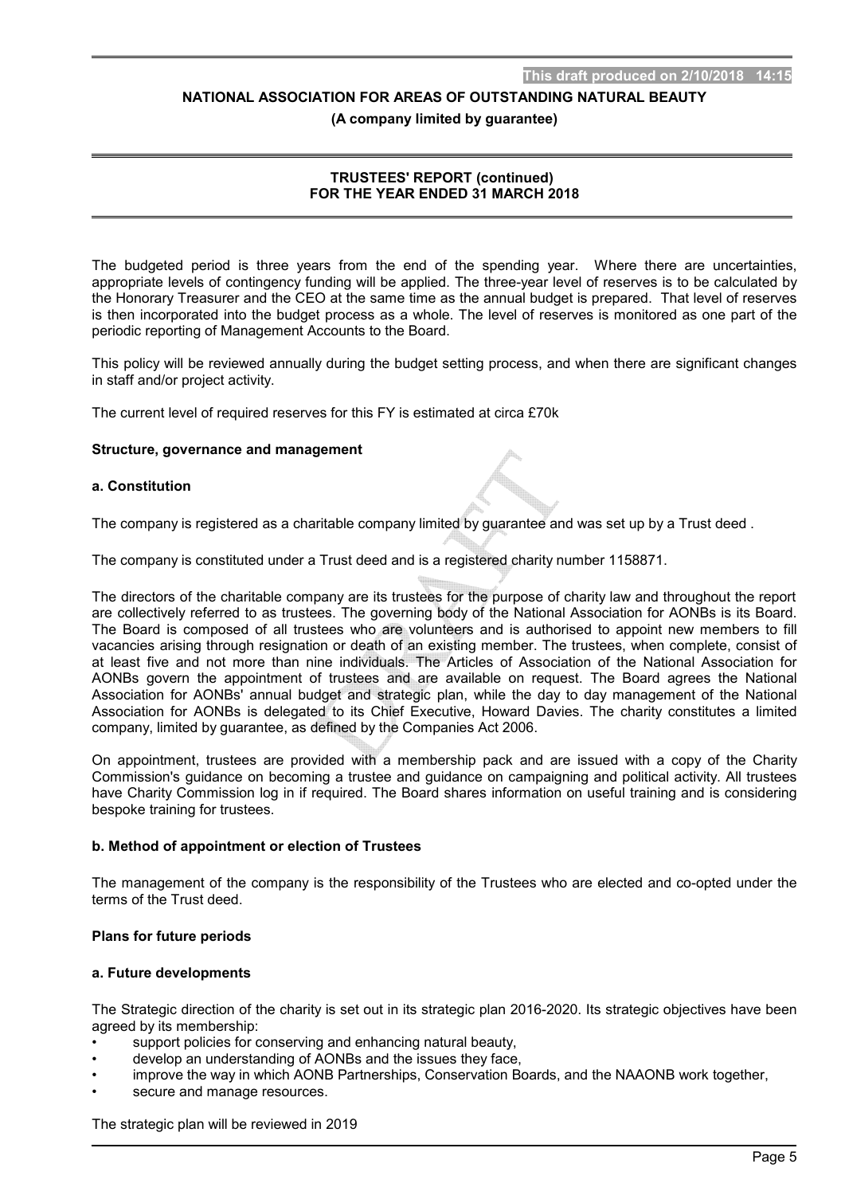The budgeted period is three years from the end of the spending year. Where there are uncertainties, appropriate levels of contingency funding will be applied. The three-year level of reserves is to be calculated by the Honorary Treasurer and the CEO at the same time as the annual budget is prepared. That level of reserves is then incorporated into the budget process as a whole. The level of reserves is monitored as one part of the periodic reporting of Management Accounts to the Board.

This policy will be reviewed annually during the budget setting process, and when there are significant changes in staff and/or project activity.

The current level of required reserves for this FY is estimated at circa £70k

## Structure, governance and management

### a. Constitution

The company is registered as a charitable company limited by guarantee and was set up by a Trust deed .

The company is constituted under a Trust deed and is a registered charity number 1158871.

The directors of the charitable company are its trustees for the purpose of charity law and throughout the report are collectively referred to as trustees. The governing body of the National Association for AONBs is its Board. The Board is composed of all trustees who are volunteers and is authorised to appoint new members to fill vacancies arising through resignation or death of an existing member. The trustees, when complete, consist of at least five and not more than nine individuals. The Articles of Association of the National Association for AONBs govern the appointment of trustees and are available on request. The Board agrees the National Association for AONBs' annual budget and strategic plan, while the day to day management of the National Association for AONBs is delegated to its Chief Executive, Howard Davies. The charity constitutes a limited company, limited by guarantee, as defined by the Companies Act 2006.

On appointment, trustees are provided with a membership pack and are issued with a copy of the Charity Commission's guidance on becoming a trustee and guidance on campaigning and political activity. All trustees have Charity Commission log in if required. The Board shares information on useful training and is considering bespoke training for trustees.

### b. Method of appointment or election of Trustees

The management of the company is the responsibility of the Trustees who are elected and co-opted under the terms of the Trust deed.

## Plans for future periods

### a. Future developments

The Strategic direction of the charity is set out in its strategic plan 2016-2020. Its strategic objectives have been agreed by its membership:

- support policies for conserving and enhancing natural beauty,
- develop an understanding of AONBs and the issues they face,
- improve the way in which AONB Partnerships, Conservation Boards, and the NAAONB work together,
- secure and manage resources.

The strategic plan will be reviewed in 2019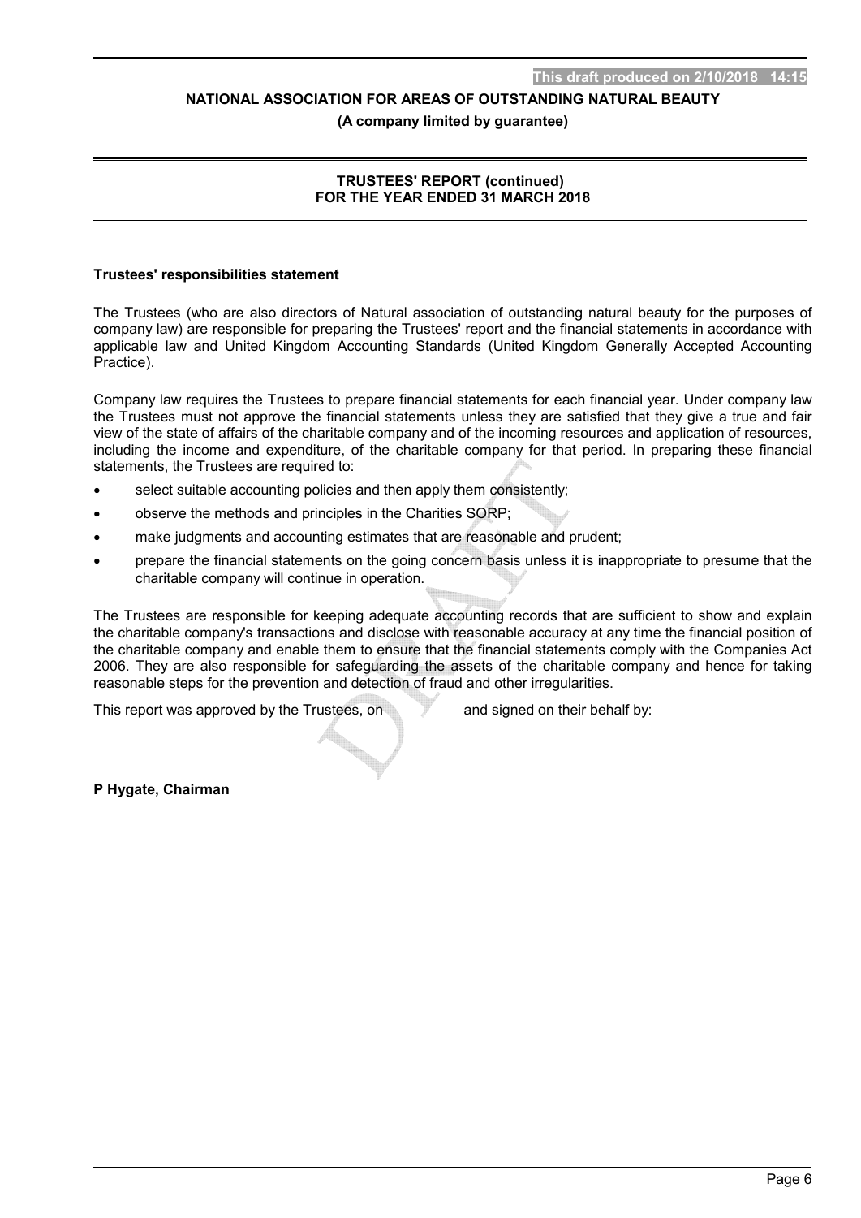## Trustees' responsibilities statement

The Trustees (who are also directors of Natural association of outstanding natural beauty for the purposes of company law) are responsible for preparing the Trustees' report and the financial statements in accordance with applicable law and United Kingdom Accounting Standards (United Kingdom Generally Accepted Accounting Practice).

Company law requires the Trustees to prepare financial statements for each financial year. Under company law the Trustees must not approve the financial statements unless they are satisfied that they give a true and fair view of the state of affairs of the charitable company and of the incoming resources and application of resources, including the income and expenditure, of the charitable company for that period. In preparing these financial statements, the Trustees are required to:

- select suitable accounting policies and then apply them consistently;
- observe the methods and principles in the Charities SORP;
- make judgments and accounting estimates that are reasonable and prudent;
- prepare the financial statements on the going concern basis unless it is inappropriate to presume that the charitable company will continue in operation.

The Trustees are responsible for keeping adequate accounting records that are sufficient to show and explain the charitable company's transactions and disclose with reasonable accuracy at any time the financial position of the charitable company and enable them to ensure that the financial statements comply with the Companies Act 2006. They are also responsible for safeguarding the assets of the charitable company and hence for taking reasonable steps for the prevention and detection of fraud and other irregularities.

This report was approved by the Trustees, on and signed on their behalf by:

**P Hygate, Chairman**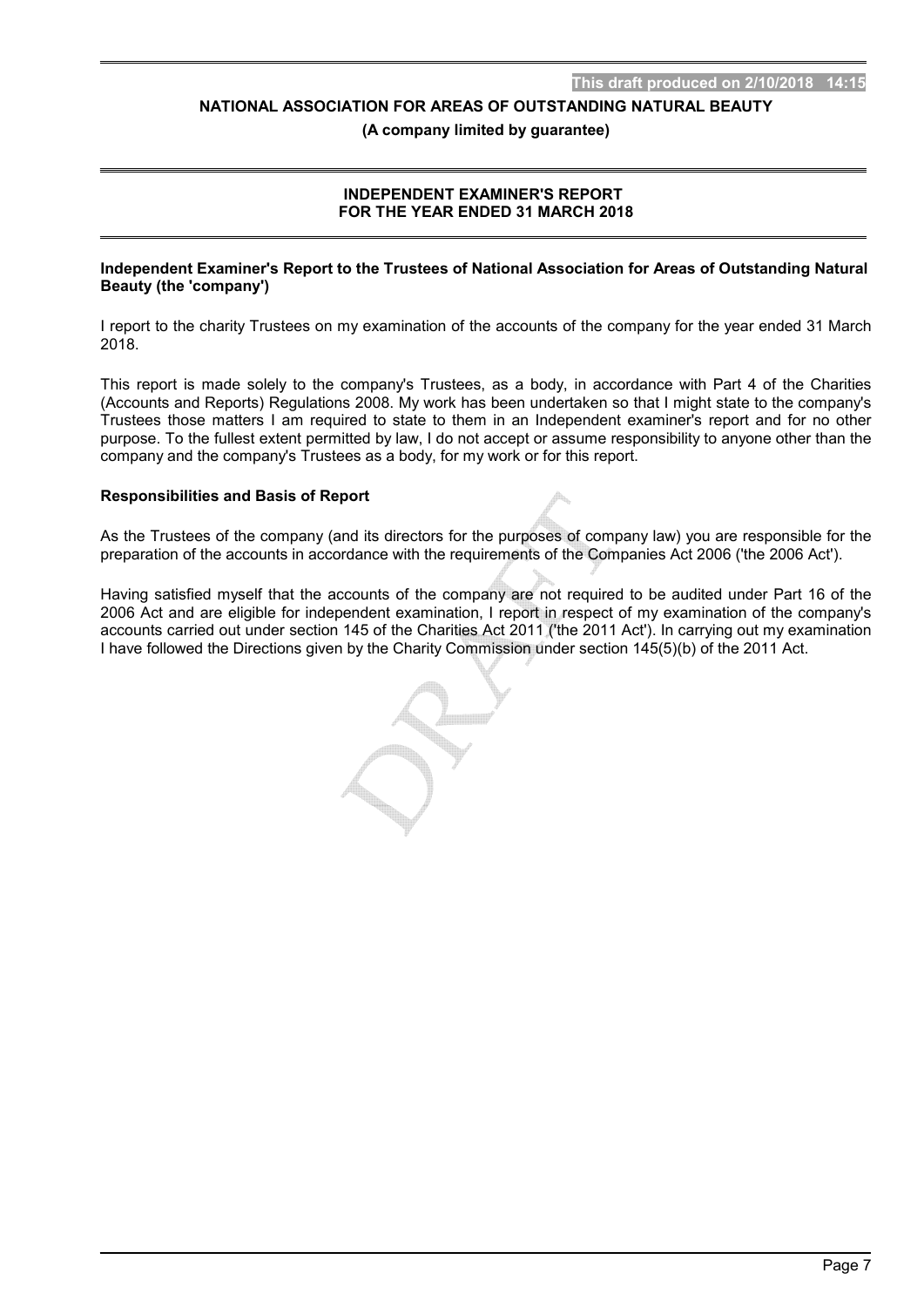## INDEPENDENT EXAMINER'S REPORT FOR THE YEAR ENDED 31 MARCH 2018

**Independent Examiner's Report to the Trustees of National Association for Areas of Outstanding Natural Beauty (the 'company')**

I report to the charity Trustees on my examination of the accounts of the company for the year ended 31 March 2018.

This report is made solely to the company's Trustees, as a body, in accordance with Part 4 of the Charities (Accounts and Reports) Regulations 2008. My work has been undertaken so that I might state to the company's Trustees those matters I am required to state to them in an Independent examiner's report and for no other purpose. To the fullest extent permitted by law, I do not accept or assume responsibility to anyone other than the company and the company's Trustees as a body, for my work or for this report.

**Responsibilities and Basis of Report**

As the Trustees of the company (and its directors for the purposes of company law) you are responsible for the preparation of the accounts in accordance with the requirements of the Companies Act 2006 ('the 2006 Act').

Having satisfied myself that the accounts of the company are not required to be audited under Part 16 of the 2006 Act and are eligible for independent examination, I report in respect of my examination of the company's accounts carried out under section 145 of the Charities Act 2011 ('the 2011 Act'). In carrying out my examination I have followed the Directions given by the Charity Commission under section 145(5)(b) of the 2011 Act.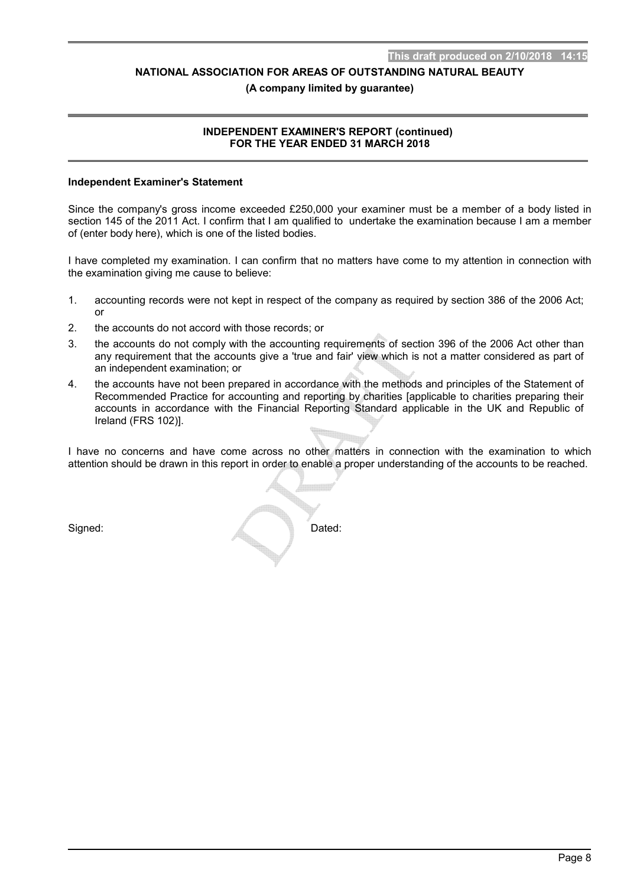This draft produced on 2/10/2018 14:15

**NATIONAL ASSOCIATION FOR AREAS OF OUTSTANDING NATURAL BEAUTY**

**(A company limited by guarantee)**

## INDEPENDENT EXAMINER'S REPORT (continued) FOR THE YEAR ENDED 31 MARCH 2018

### Independent Examiner's Statement

Since the company's gross income exceeded £250,000 your examiner must be a member of a body listed in section 145 of the 2011 Act. I confirm that I am qualified to undertake the examination because I am a member of (enter body here), which is one of the listed bodies.

I have completed my examination. I can confirm that no matters have come to my attention in connection with the examination giving me cause to believe:

1. accounting records were not kept in respect of the company as required by section 386 of the 2006 Act; or
2. the accounts do not accord with those records; or
3. the accounts do not comply with the accounting requirements of section 396 of the 2006 Act other than any requirement that the accounts give a 'true and fair' view which is not a matter considered as part of an independent examination; or
4. the accounts have not been prepared in accordance with the methods and principles of the Statement of Recommended Practice for accounting and reporting by charities [applicable to charities preparing their accounts in accordance with the Financial Reporting Standard applicable in the UK and Republic of Ireland (FRS 102)].

I have no concerns and have come across no other matters in connection with the examination to which attention should be drawn in this report in order to enable a proper understanding of the accounts to be reached.

Signed: Dated:

DRAFT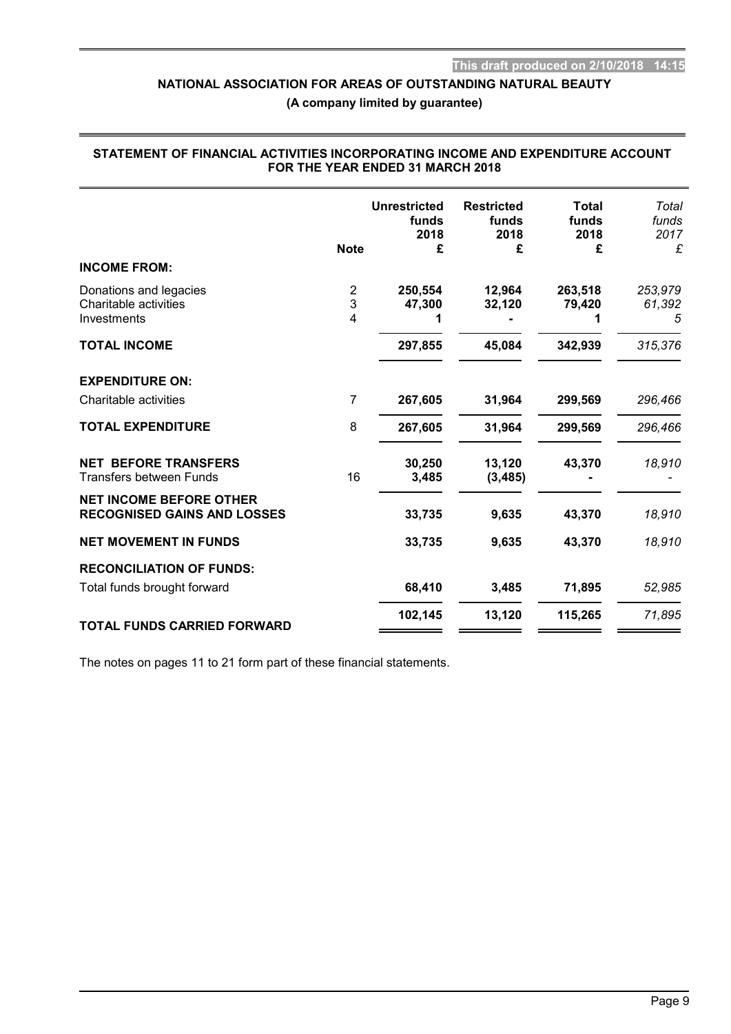This draft produced on 2/10/2018 14:15

# NATIONAL ASSOCIATION FOR AREAS OF OUTSTANDING NATURAL BEAUTY

**(A company limited by guarantee)**

## STATEMENT OF FINANCIAL ACTIVITIES INCORPORATING INCOME AND EXPENDITURE ACCOUNT FOR THE YEAR ENDED 31 MARCH 2018

| | Note | Unrestricted funds 2018 £ | Restricted funds 2018 £ | Total funds 2018 £ | *Total funds 2017 £* |
|---|---|---|---|---|---|
| **INCOME FROM:** | | | | | |
| Donations and legacies | 2 | **250,554** | **12,964** | **263,518** | *253,979* |
| Charitable activities | 3 | **47,300** | **32,120** | **79,420** | *61,392* |
| Investments | 4 | **1** | **-** | **1** | *5* |
| **TOTAL INCOME** | | **297,855** | **45,084** | **342,939** | *315,376* |
| **EXPENDITURE ON:** | | | | | |
| Charitable activities | 7 | **267,605** | **31,964** | **299,569** | *296,466* |
| **TOTAL EXPENDITURE** | 8 | **267,605** | **31,964** | **299,569** | *296,466* |
| **NET BEFORE TRANSFERS** | | **30,250** | **13,120** | **43,370** | *18,910* |
| Transfers between Funds | 16 | **3,485** | **(3,485)** | **-** | - |
| **NET INCOME BEFORE OTHER RECOGNISED GAINS AND LOSSES** | | **33,735** | **9,635** | **43,370** | *18,910* |
| **NET MOVEMENT IN FUNDS** | | **33,735** | **9,635** | **43,370** | *18,910* |
| **RECONCILIATION OF FUNDS:** | | | | | |
| Total funds brought forward | | **68,410** | **3,485** | **71,895** | *52,985* |
| **TOTAL FUNDS CARRIED FORWARD** | | **102,145** | **13,120** | **115,265** | *71,895* |

The notes on pages 11 to 21 form part of these financial statements.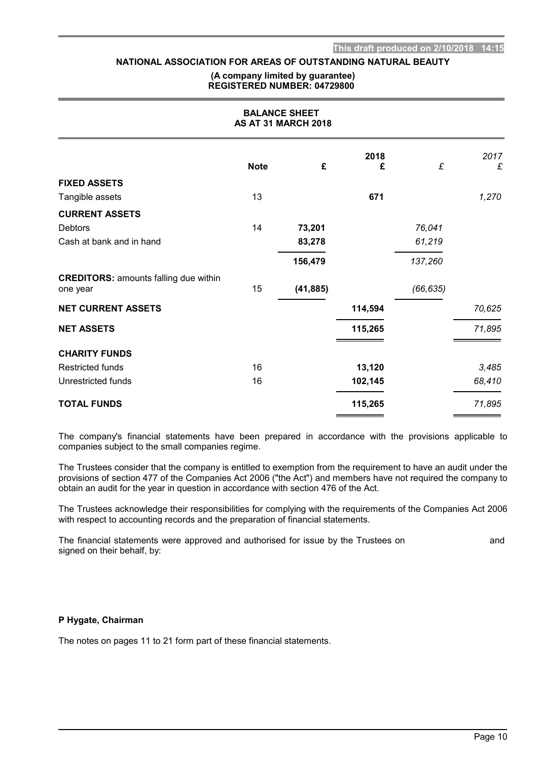This draft produced on 2/10/2018 14:15

**NATIONAL ASSOCIATION FOR AREAS OF OUTSTANDING NATURAL BEAUTY**

**(A company limited by guarantee)**
**REGISTERED NUMBER: 04729800**

## BALANCE SHEET
## AS AT 31 MARCH 2018

| | Note | £ | 2018 £ | £ | 2017 £ |
|---|---|---|---|---|---|
| **FIXED ASSETS** | | | | | |
| Tangible assets | 13 | | **671** | | *1,270* |
| **CURRENT ASSETS** | | | | | |
| Debtors | 14 | **73,201** | | *76,041* | |
| Cash at bank and in hand | | **83,278** | | *61,219* | |
| | | **156,479** | | *137,260* | |
| **CREDITORS:** amounts falling due within one year | 15 | **(41,885)** | | *(66,635)* | |
| **NET CURRENT ASSETS** | | | **114,594** | | *70,625* |
| **NET ASSETS** | | | **115,265** | | *71,895* |
| **CHARITY FUNDS** | | | | | |
| Restricted funds | 16 | | **13,120** | | *3,485* |
| Unrestricted funds | 16 | | **102,145** | | *68,410* |
| **TOTAL FUNDS** | | | **115,265** | | *71,895* |

The company's financial statements have been prepared in accordance with the provisions applicable to companies subject to the small companies regime.

The Trustees consider that the company is entitled to exemption from the requirement to have an audit under the provisions of section 477 of the Companies Act 2006 ("the Act") and members have not required the company to obtain an audit for the year in question in accordance with section 476 of the Act.

The Trustees acknowledge their responsibilities for complying with the requirements of the Companies Act 2006 with respect to accounting records and the preparation of financial statements.

The financial statements were approved and authorised for issue by the Trustees on and signed on their behalf, by:

**P Hygate, Chairman**

The notes on pages 11 to 21 form part of these financial statements.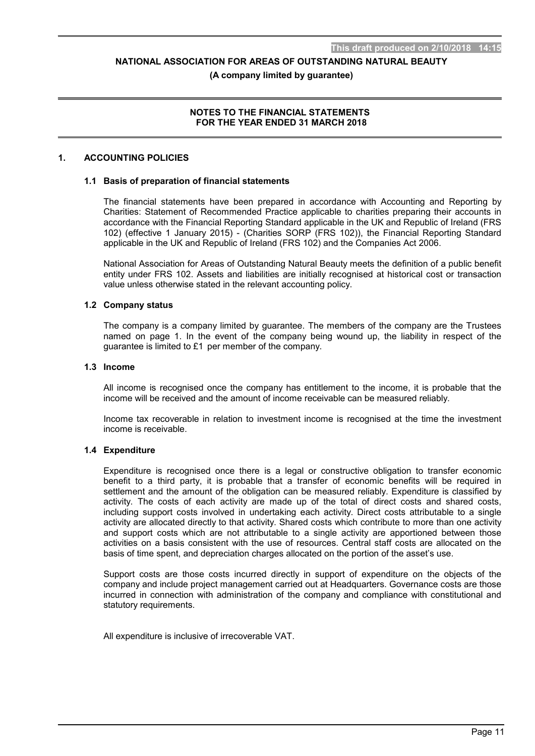# NATIONAL ASSOCIATION FOR AREAS OF OUTSTANDING NATURAL BEAUTY

**(A company limited by guarantee)**

**NOTES TO THE FINANCIAL STATEMENTS**
**FOR THE YEAR ENDED 31 MARCH 2018**

## 1. ACCOUNTING POLICIES

### 1.1 Basis of preparation of financial statements

The financial statements have been prepared in accordance with Accounting and Reporting by Charities: Statement of Recommended Practice applicable to charities preparing their accounts in accordance with the Financial Reporting Standard applicable in the UK and Republic of Ireland (FRS 102) (effective 1 January 2015) - (Charities SORP (FRS 102)), the Financial Reporting Standard applicable in the UK and Republic of Ireland (FRS 102) and the Companies Act 2006.

National Association for Areas of Outstanding Natural Beauty meets the definition of a public benefit entity under FRS 102. Assets and liabilities are initially recognised at historical cost or transaction value unless otherwise stated in the relevant accounting policy.

### 1.2 Company status

The company is a company limited by guarantee. The members of the company are the Trustees named on page 1. In the event of the company being wound up, the liability in respect of the guarantee is limited to £1 per member of the company.

### 1.3 Income

All income is recognised once the company has entitlement to the income, it is probable that the income will be received and the amount of income receivable can be measured reliably.

Income tax recoverable in relation to investment income is recognised at the time the investment income is receivable.

### 1.4 Expenditure

Expenditure is recognised once there is a legal or constructive obligation to transfer economic benefit to a third party, it is probable that a transfer of economic benefits will be required in settlement and the amount of the obligation can be measured reliably. Expenditure is classified by activity. The costs of each activity are made up of the total of direct costs and shared costs, including support costs involved in undertaking each activity. Direct costs attributable to a single activity are allocated directly to that activity. Shared costs which contribute to more than one activity and support costs which are not attributable to a single activity are apportioned between those activities on a basis consistent with the use of resources. Central staff costs are allocated on the basis of time spent, and depreciation charges allocated on the portion of the asset's use.

Support costs are those costs incurred directly in support of expenditure on the objects of the company and include project management carried out at Headquarters. Governance costs are those incurred in connection with administration of the company and compliance with constitutional and statutory requirements.

All expenditure is inclusive of irrecoverable VAT.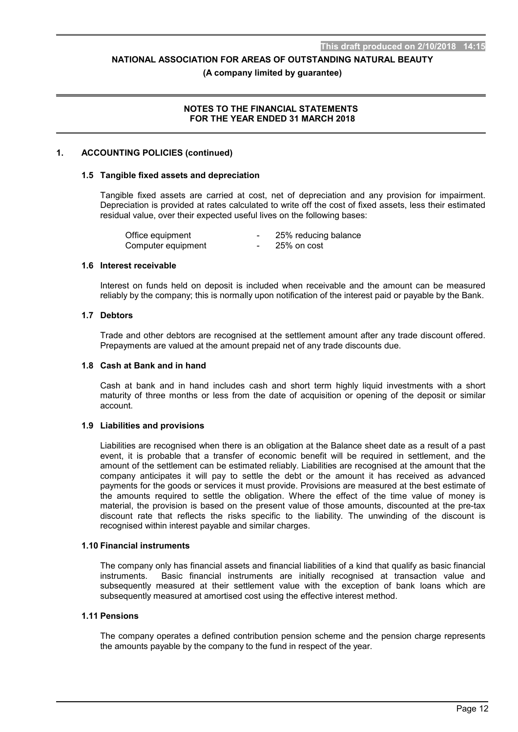## 1. ACCOUNTING POLICIES (continued)

### 1.5 Tangible fixed assets and depreciation

Tangible fixed assets are carried at cost, net of depreciation and any provision for impairment. Depreciation is provided at rates calculated to write off the cost of fixed assets, less their estimated residual value, over their expected useful lives on the following bases:

| | | |
|---|---|---|
| Office equipment | - | 25% reducing balance |
| Computer equipment | - | 25% on cost |

### 1.6 Interest receivable

Interest on funds held on deposit is included when receivable and the amount can be measured reliably by the company; this is normally upon notification of the interest paid or payable by the Bank.

### 1.7 Debtors

Trade and other debtors are recognised at the settlement amount after any trade discount offered. Prepayments are valued at the amount prepaid net of any trade discounts due.

### 1.8 Cash at Bank and in hand

Cash at bank and in hand includes cash and short term highly liquid investments with a short maturity of three months or less from the date of acquisition or opening of the deposit or similar account.

### 1.9 Liabilities and provisions

Liabilities are recognised when there is an obligation at the Balance sheet date as a result of a past event, it is probable that a transfer of economic benefit will be required in settlement, and the amount of the settlement can be estimated reliably. Liabilities are recognised at the amount that the company anticipates it will pay to settle the debt or the amount it has received as advanced payments for the goods or services it must provide. Provisions are measured at the best estimate of the amounts required to settle the obligation. Where the effect of the time value of money is material, the provision is based on the present value of those amounts, discounted at the pre-tax discount rate that reflects the risks specific to the liability. The unwinding of the discount is recognised within interest payable and similar charges.

### 1.10 Financial instruments

The company only has financial assets and financial liabilities of a kind that qualify as basic financial instruments. Basic financial instruments are initially recognised at transaction value and subsequently measured at their settlement value with the exception of bank loans which are subsequently measured at amortised cost using the effective interest method.

### 1.11 Pensions

The company operates a defined contribution pension scheme and the pension charge represents the amounts payable by the company to the fund in respect of the year.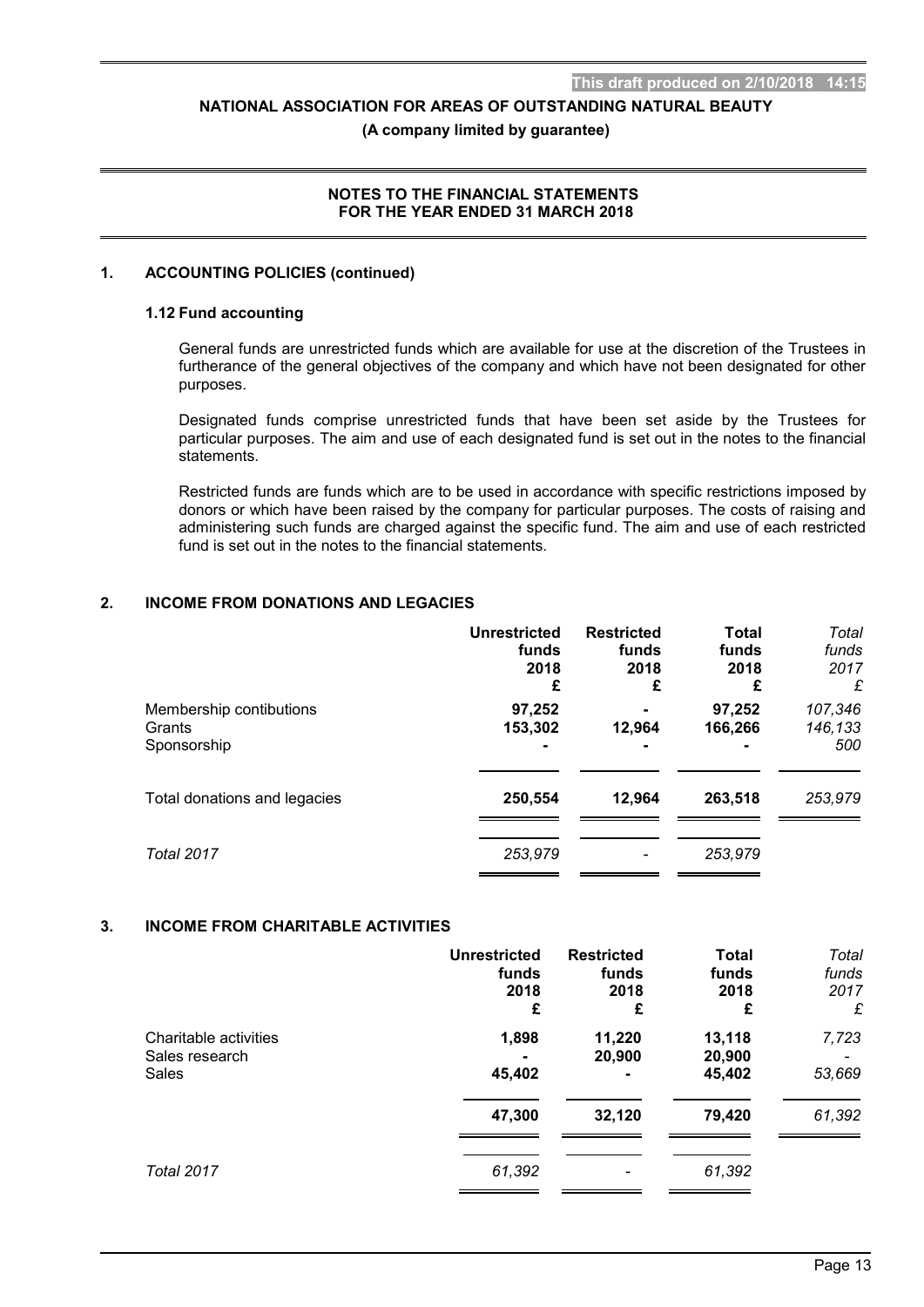This draft produced on 2/10/2018 14:15

**NATIONAL ASSOCIATION FOR AREAS OF OUTSTANDING NATURAL BEAUTY**

**(A company limited by guarantee)**

**NOTES TO THE FINANCIAL STATEMENTS FOR THE YEAR ENDED 31 MARCH 2018**

## 1. ACCOUNTING POLICIES (continued)

### 1.12 Fund accounting

General funds are unrestricted funds which are available for use at the discretion of the Trustees in furtherance of the general objectives of the company and which have not been designated for other purposes.

Designated funds comprise unrestricted funds that have been set aside by the Trustees for particular purposes. The aim and use of each designated fund is set out in the notes to the financial statements.

Restricted funds are funds which are to be used in accordance with specific restrictions imposed by donors or which have been raised by the company for particular purposes. The costs of raising and administering such funds are charged against the specific fund. The aim and use of each restricted fund is set out in the notes to the financial statements.

## 2. INCOME FROM DONATIONS AND LEGACIES

| | Unrestricted funds 2018 £ | Restricted funds 2018 £ | Total funds 2018 £ | *Total funds 2017 £* |
|---|---|---|---|---|
| Membership contibutions | 97,252 | - | 97,252 | *107,346* |
| Grants | 153,302 | 12,964 | 166,266 | *146,133* |
| Sponsorship | - | - | - | *500* |
| Total donations and legacies | **250,554** | **12,964** | **263,518** | *253,979* |
| *Total 2017* | *253,979* | *-* | *253,979* | |

## 3. INCOME FROM CHARITABLE ACTIVITIES

| | Unrestricted funds 2018 £ | Restricted funds 2018 £ | Total funds 2018 £ | *Total funds 2017 £* |
|---|---|---|---|---|
| Charitable activities | 1,898 | 11,220 | 13,118 | *7,723* |
| Sales research | - | 20,900 | 20,900 | *-* |
| Sales | 45,402 | - | 45,402 | *53,669* |
| | **47,300** | **32,120** | **79,420** | *61,392* |
| *Total 2017* | *61,392* | *-* | *61,392* | |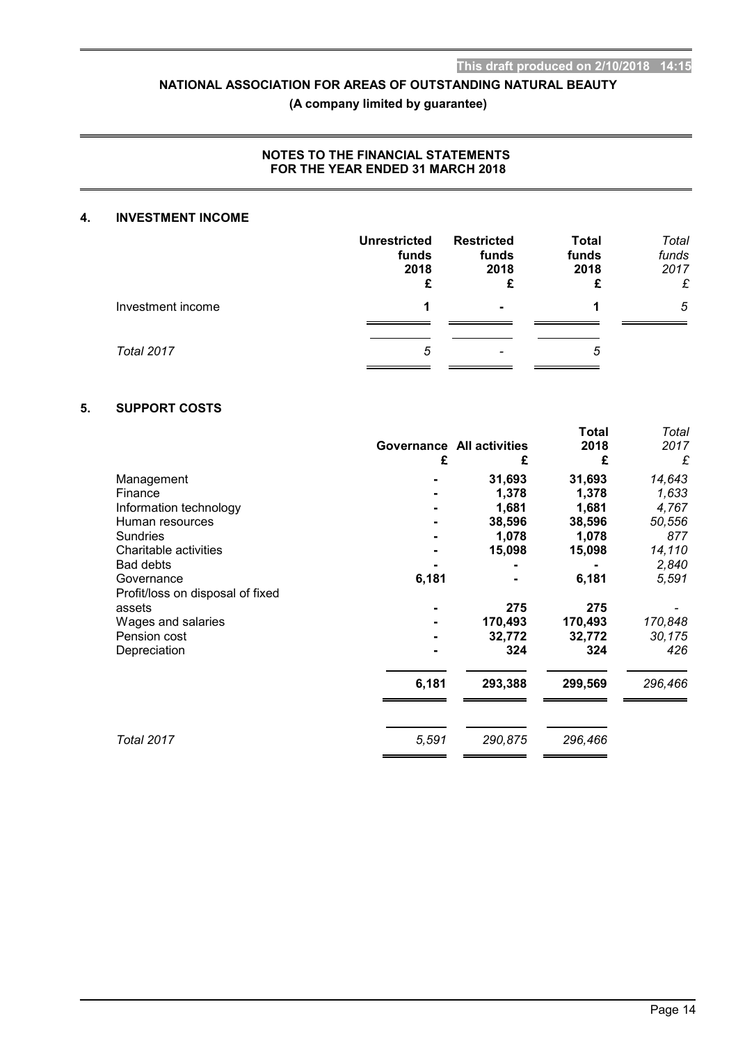NATIONAL ASSOCIATION FOR AREAS OF OUTSTANDING NATURAL BEAUTY

(A company limited by guarantee)

**NOTES TO THE FINANCIAL STATEMENTS FOR THE YEAR ENDED 31 MARCH 2018**

## 4. INVESTMENT INCOME

| | Unrestricted funds 2018 £ | Restricted funds 2018 £ | Total funds 2018 £ | *Total funds 2017 £* |
|---|---|---|---|---|
| Investment income | **1** | **-** | **1** | *5* |
| *Total 2017* | *5* | *-* | *5* | |

## 5. SUPPORT COSTS

| | Governance £ | All activities £ | Total 2018 £ | *Total 2017 £* |
|---|---|---|---|---|
| Management | **-** | **31,693** | **31,693** | *14,643* |
| Finance | **-** | **1,378** | **1,378** | *1,633* |
| Information technology | **-** | **1,681** | **1,681** | *4,767* |
| Human resources | **-** | **38,596** | **38,596** | *50,556* |
| Sundries | **-** | **1,078** | **1,078** | *877* |
| Charitable activities | **-** | **15,098** | **15,098** | *14,110* |
| Bad debts | **-** | **-** | **-** | *2,840* |
| Governance | **6,181** | **-** | **6,181** | *5,591* |
| Profit/loss on disposal of fixed assets | **-** | **275** | **275** | *-* |
| Wages and salaries | **-** | **170,493** | **170,493** | *170,848* |
| Pension cost | **-** | **32,772** | **32,772** | *30,175* |
| Depreciation | **-** | **324** | **324** | *426* |
| | **6,181** | **293,388** | **299,569** | *296,466* |
| *Total 2017* | *5,591* | *290,875* | *296,466* | |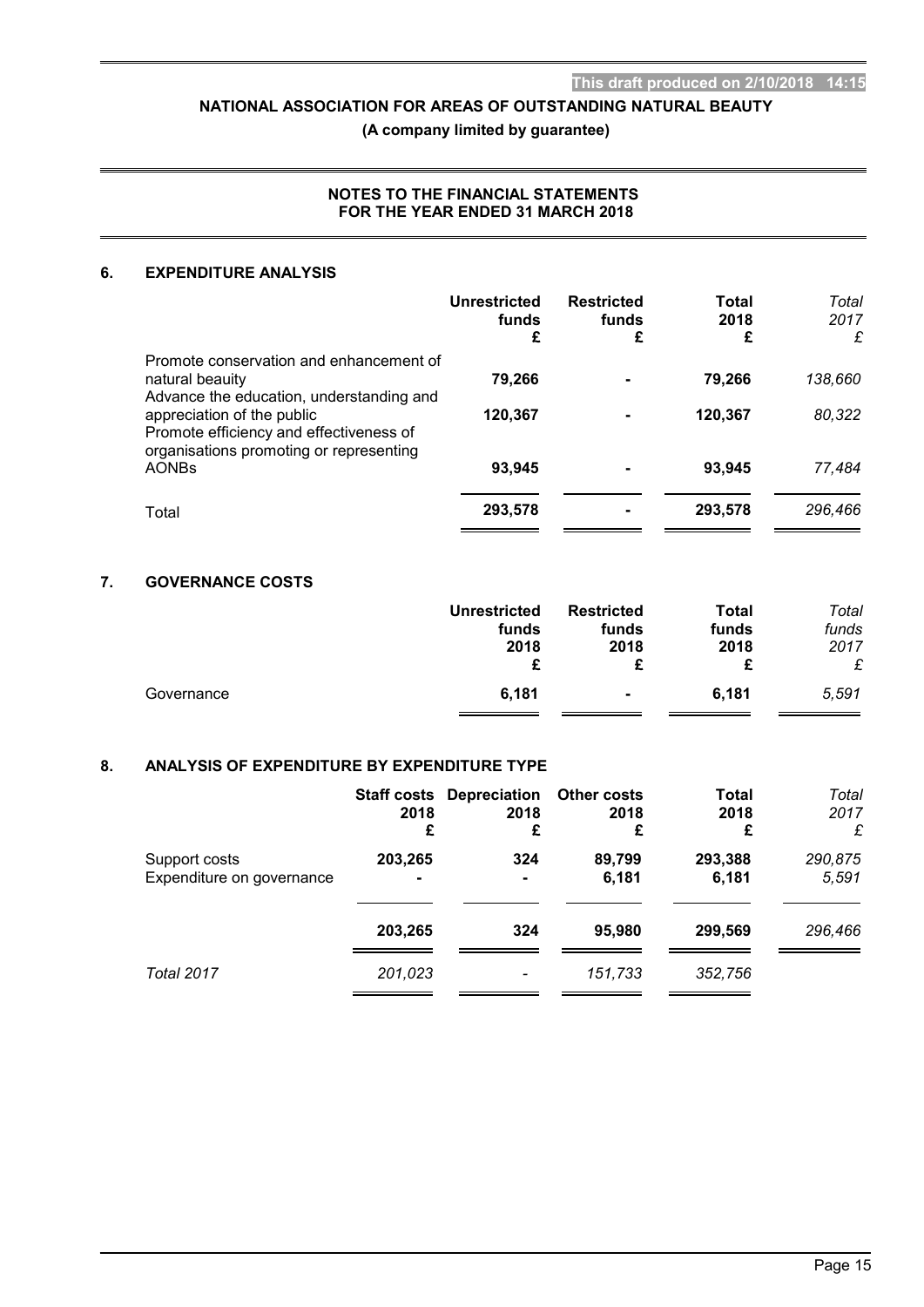This draft produced on 2/10/2018 14:15

**NATIONAL ASSOCIATION FOR AREAS OF OUTSTANDING NATURAL BEAUTY**

**(A company limited by guarantee)**

**NOTES TO THE FINANCIAL STATEMENTS FOR THE YEAR ENDED 31 MARCH 2018**

## 6. EXPENDITURE ANALYSIS

| | Unrestricted funds £ | Restricted funds £ | Total 2018 £ | *Total 2017 £* |
|---|---|---|---|---|
| Promote conservation and enhancement of natural beauity | **79,266** | **-** | **79,266** | *138,660* |
| Advance the education, understanding and appreciation of the public | **120,367** | **-** | **120,367** | *80,322* |
| Promote efficiency and effectiveness of organisations promoting or representing AONBs | **93,945** | **-** | **93,945** | *77,484* |
| Total | **293,578** | **-** | **293,578** | *296,466* |

## 7. GOVERNANCE COSTS

| | Unrestricted funds 2018 £ | Restricted funds 2018 £ | Total funds 2018 £ | *Total funds 2017 £* |
|---|---|---|---|---|
| Governance | **6,181** | **-** | **6,181** | *5,591* |

## 8. ANALYSIS OF EXPENDITURE BY EXPENDITURE TYPE

| | Staff costs 2018 £ | Depreciation 2018 £ | Other costs 2018 £ | Total 2018 £ | *Total 2017 £* |
|---|---|---|---|---|---|
| Support costs | **203,265** | **324** | **89,799** | **293,388** | *290,875* |
| Expenditure on governance | **-** | **-** | **6,181** | **6,181** | *5,591* |
| | **203,265** | **324** | **95,980** | **299,569** | *296,466* |
| *Total 2017* | *201,023* | *-* | *151,733* | *352,756* | |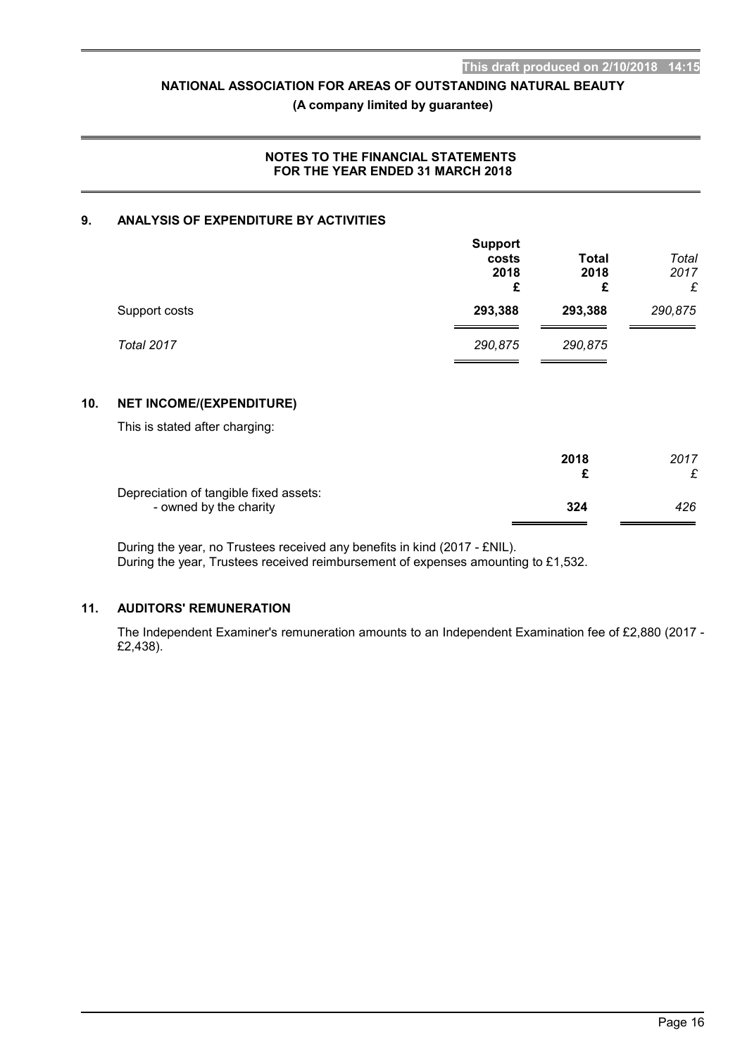# NATIONAL ASSOCIATION FOR AREAS OF OUTSTANDING NATURAL BEAUTY

**(A company limited by guarantee)**

## NOTES TO THE FINANCIAL STATEMENTS FOR THE YEAR ENDED 31 MARCH 2018

### 9. ANALYSIS OF EXPENDITURE BY ACTIVITIES

| | **Support costs 2018 £** | **Total 2018 £** | *Total 2017 £* |
|---|---|---|---|
| Support costs | **293,388** | **293,388** | *290,875* |
| *Total 2017* | *290,875* | *290,875* | |

### 10. NET INCOME/(EXPENDITURE)

This is stated after charging:

| | **2018 £** | *2017 £* |
|---|---|---|
| Depreciation of tangible fixed assets: | | |
| - owned by the charity | **324** | *426* |

During the year, no Trustees received any benefits in kind (2017 - £NIL).
During the year, Trustees received reimbursement of expenses amounting to £1,532.

### 11. AUDITORS' REMUNERATION

The Independent Examiner's remuneration amounts to an Independent Examination fee of £2,880 (2017 - £2,438).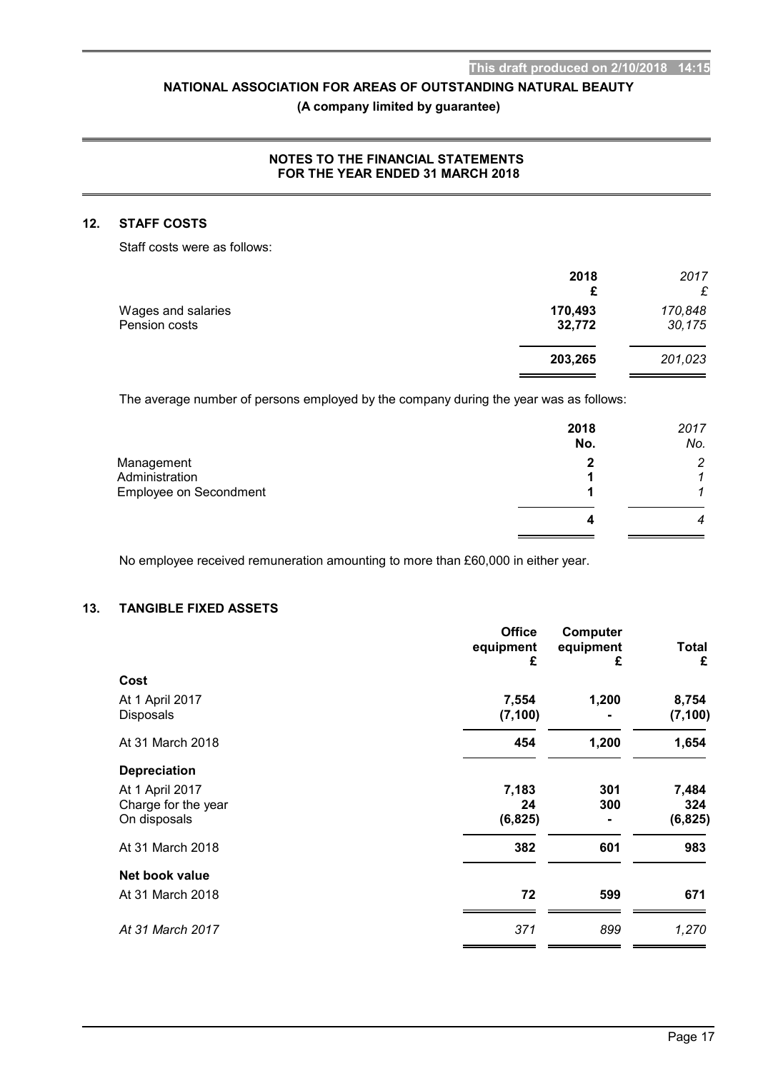# NATIONAL ASSOCIATION FOR AREAS OF OUTSTANDING NATURAL BEAUTY

**(A company limited by guarantee)**

**NOTES TO THE FINANCIAL STATEMENTS FOR THE YEAR ENDED 31 MARCH 2018**

## 12. STAFF COSTS

Staff costs were as follows:

| | 2018 £ | *2017 £* |
|---|---|---|
| Wages and salaries | **170,493** | *170,848* |
| Pension costs | **32,772** | *30,175* |
| | **203,265** | *201,023* |

The average number of persons employed by the company during the year was as follows:

| | 2018 No. | *2017 No.* |
|---|---|---|
| Management | **2** | *2* |
| Administration | **1** | *1* |
| Employee on Secondment | **1** | *1* |
| | **4** | *4* |

No employee received remuneration amounting to more than £60,000 in either year.

## 13. TANGIBLE FIXED ASSETS

| | Office equipment £ | Computer equipment £ | Total £ |
|---|---|---|---|
| **Cost** | | | |
| At 1 April 2017 | **7,554** | **1,200** | **8,754** |
| Disposals | **(7,100)** | **-** | **(7,100)** |
| At 31 March 2018 | **454** | **1,200** | **1,654** |
| **Depreciation** | | | |
| At 1 April 2017 | **7,183** | **301** | **7,484** |
| Charge for the year | **24** | **300** | **324** |
| On disposals | **(6,825)** | **-** | **(6,825)** |
| At 31 March 2018 | **382** | **601** | **983** |
| **Net book value** | | | |
| At 31 March 2018 | **72** | **599** | **671** |
| *At 31 March 2017* | *371* | *899* | *1,270* |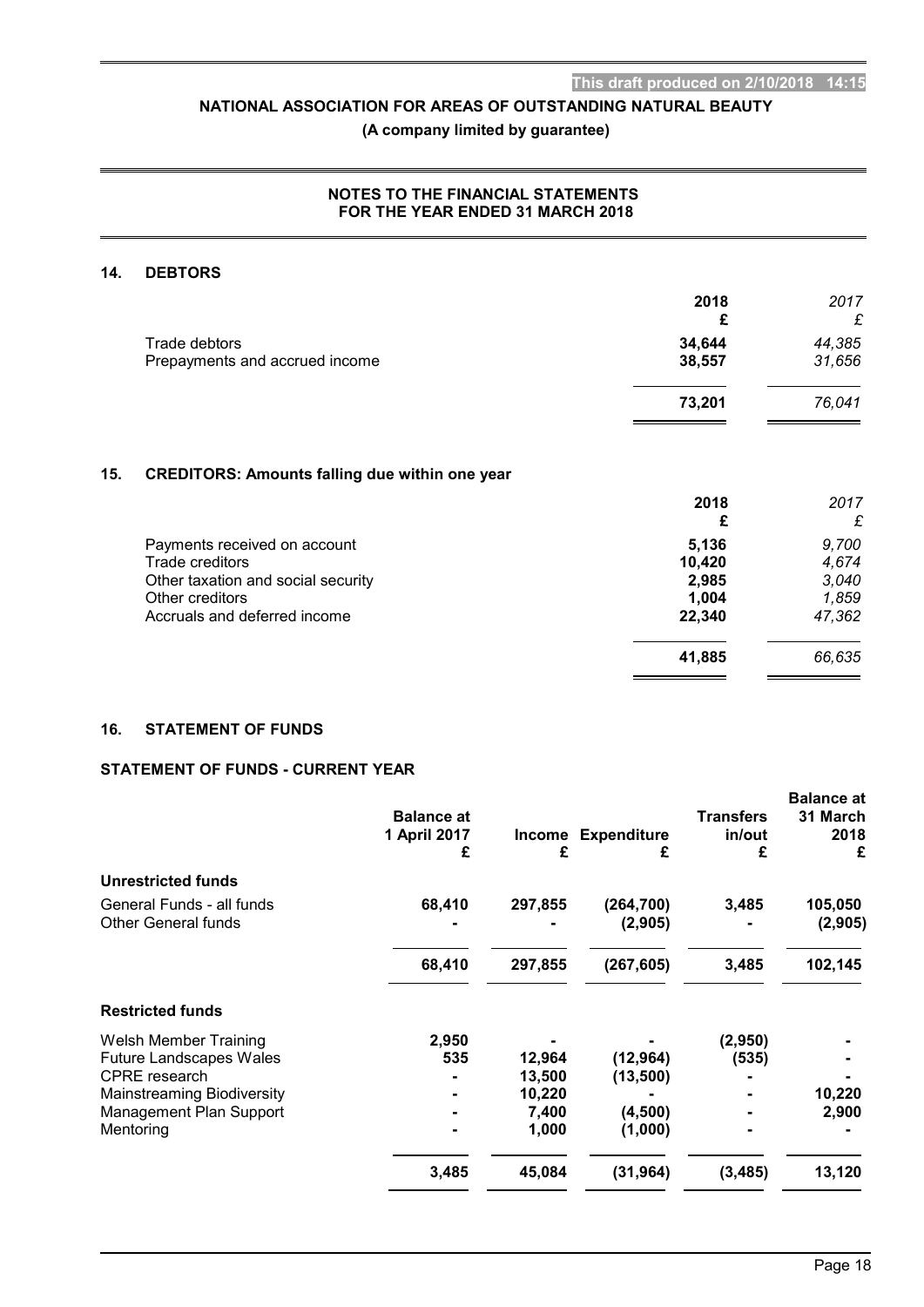## NOTES TO THE FINANCIAL STATEMENTS FOR THE YEAR ENDED 31 MARCH 2018

### 14. DEBTORS

| | 2018 £ | *2017 £* |
|---|---|---|
| Trade debtors | **34,644** | *44,385* |
| Prepayments and accrued income | **38,557** | *31,656* |
| | **73,201** | *76,041* |

### 15. CREDITORS: Amounts falling due within one year

| | 2018 £ | *2017 £* |
|---|---|---|
| Payments received on account | **5,136** | *9,700* |
| Trade creditors | **10,420** | *4,674* |
| Other taxation and social security | **2,985** | *3,040* |
| Other creditors | **1,004** | *1,859* |
| Accruals and deferred income | **22,340** | *47,362* |
| | **41,885** | *66,635* |

### 16. STATEMENT OF FUNDS

#### STATEMENT OF FUNDS - CURRENT YEAR

| | Balance at 1 April 2017 £ | Income £ | Expenditure £ | Transfers in/out £ | Balance at 31 March 2018 £ |
|---|---|---|---|---|---|
| **Unrestricted funds** | | | | | |
| General Funds - all funds | **68,410** | **297,855** | **(264,700)** | **3,485** | **105,050** |
| Other General funds | **-** | **-** | **(2,905)** | **-** | **(2,905)** |
| | **68,410** | **297,855** | **(267,605)** | **3,485** | **102,145** |
| **Restricted funds** | | | | | |
| Welsh Member Training | **2,950** | **-** | **-** | **(2,950)** | **-** |
| Future Landscapes Wales | **535** | **12,964** | **(12,964)** | **(535)** | **-** |
| CPRE research | **-** | **13,500** | **(13,500)** | **-** | **-** |
| Mainstreaming Biodiversity | **-** | **10,220** | **-** | **-** | **10,220** |
| Management Plan Support | **-** | **7,400** | **(4,500)** | **-** | **2,900** |
| Mentoring | **-** | **1,000** | **(1,000)** | **-** | **-** |
| | **3,485** | **45,084** | **(31,964)** | **(3,485)** | **13,120** |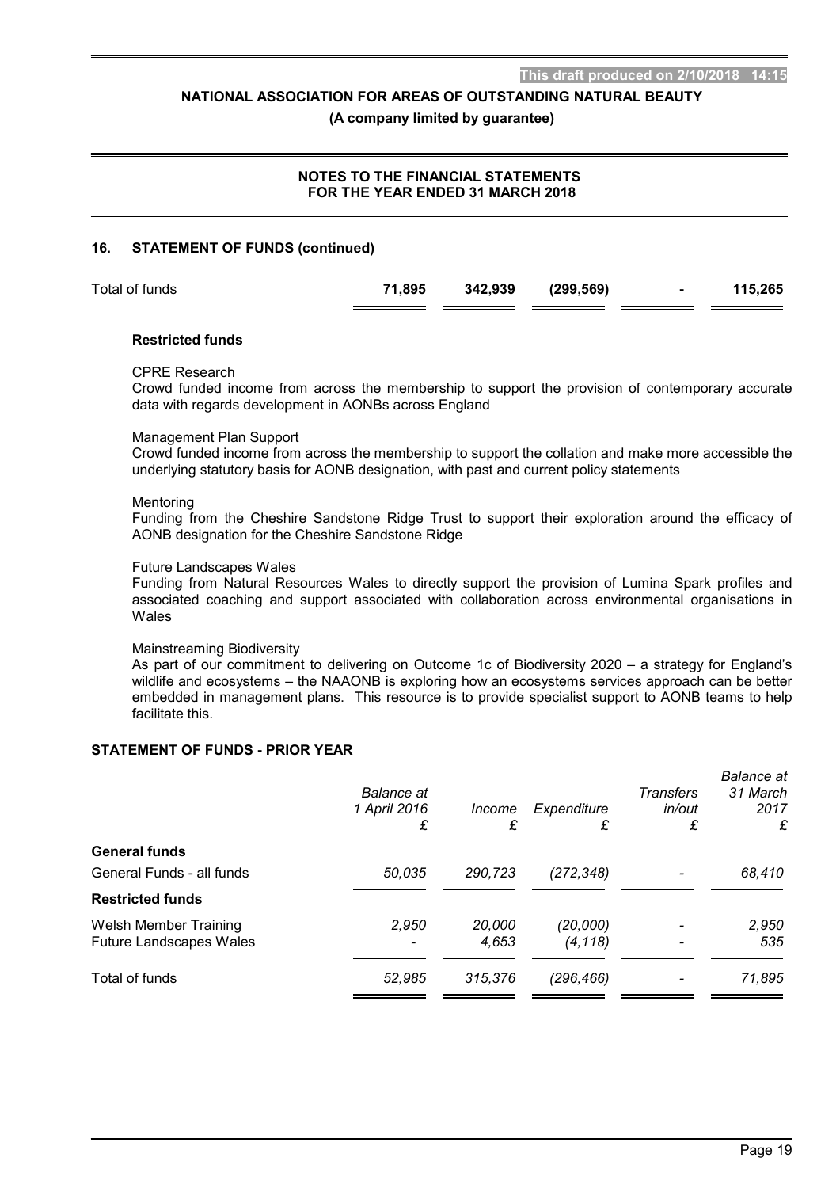## 16. STATEMENT OF FUNDS (continued)

| | | | | | |
|---|---|---|---|---|---|
| Total of funds | **71,895** | **342,939** | **(299,569)** | **-** | **115,265** |

### Restricted funds

CPRE Research
Crowd funded income from across the membership to support the provision of contemporary accurate data with regards development in AONBs across England

Management Plan Support
Crowd funded income from across the membership to support the collation and make more accessible the underlying statutory basis for AONB designation, with past and current policy statements

Mentoring
Funding from the Cheshire Sandstone Ridge Trust to support their exploration around the efficacy of AONB designation for the Cheshire Sandstone Ridge

Future Landscapes Wales
Funding from Natural Resources Wales to directly support the provision of Lumina Spark profiles and associated coaching and support associated with collaboration across environmental organisations in Wales

Mainstreaming Biodiversity
As part of our commitment to delivering on Outcome 1c of Biodiversity 2020 – a strategy for England's wildlife and ecosystems – the NAAONB is exploring how an ecosystems services approach can be better embedded in management plans. This resource is to provide specialist support to AONB teams to help facilitate this.

### STATEMENT OF FUNDS - PRIOR YEAR

| | *Balance at 1 April 2016* £ | *Income* £ | *Expenditure* £ | *Transfers in/out* £ | *Balance at 31 March 2017* £ |
|---|---|---|---|---|---|
| **General funds** | | | | | |
| General Funds - all funds | *50,035* | *290,723* | *(272,348)* | *-* | *68,410* |
| **Restricted funds** | | | | | |
| Welsh Member Training | *2,950* | *20,000* | *(20,000)* | *-* | *2,950* |
| Future Landscapes Wales | *-* | *4,653* | *(4,118)* | *-* | *535* |
| Total of funds | *52,985* | *315,376* | *(296,466)* | *-* | *71,895* |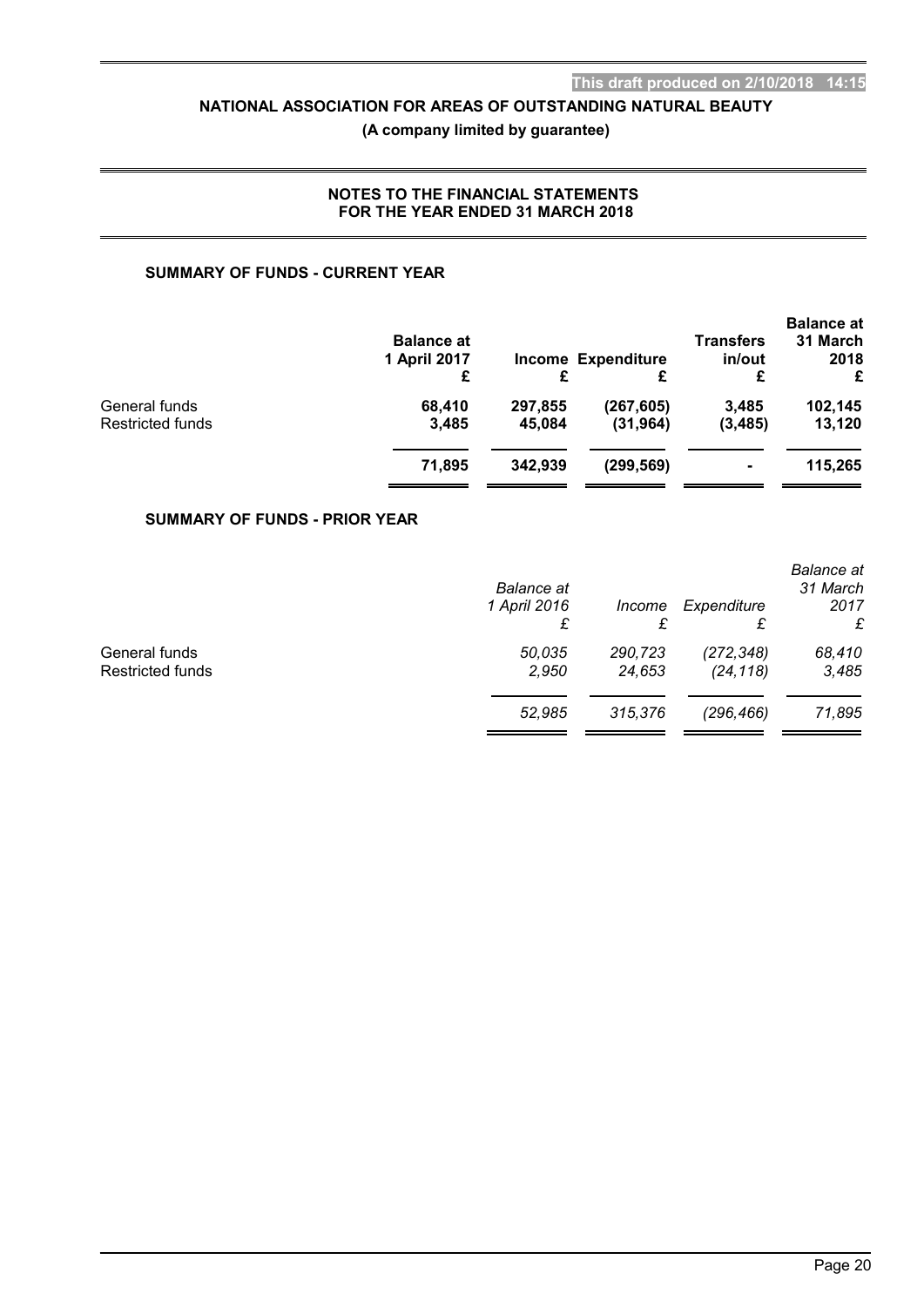**This draft produced on 2/10/2018 14:15**

**NATIONAL ASSOCIATION FOR AREAS OF OUTSTANDING NATURAL BEAUTY**

**(A company limited by guarantee)**

**NOTES TO THE FINANCIAL STATEMENTS FOR THE YEAR ENDED 31 MARCH 2018**

### SUMMARY OF FUNDS - CURRENT YEAR

| | **Balance at 1 April 2017** | **Income** | **Expenditure** | **Transfers in/out** | **Balance at 31 March 2018** |
|---|---|---|---|---|---|
| | **£** | **£** | **£** | **£** | **£** |
| General funds | **68,410** | **297,855** | **(267,605)** | **3,485** | **102,145** |
| Restricted funds | **3,485** | **45,084** | **(31,964)** | **(3,485)** | **13,120** |
| | **71,895** | **342,939** | **(299,569)** | **-** | **115,265** |

### SUMMARY OF FUNDS - PRIOR YEAR

| | *Balance at 1 April 2016* | *Income* | *Expenditure* | *Balance at 31 March 2017* |
|---|---|---|---|---|
| | *£* | *£* | *£* | *£* |
| General funds | *50,035* | *290,723* | *(272,348)* | *68,410* |
| Restricted funds | *2,950* | *24,653* | *(24,118)* | *3,485* |
| | *52,985* | *315,376* | *(296,466)* | *71,895* |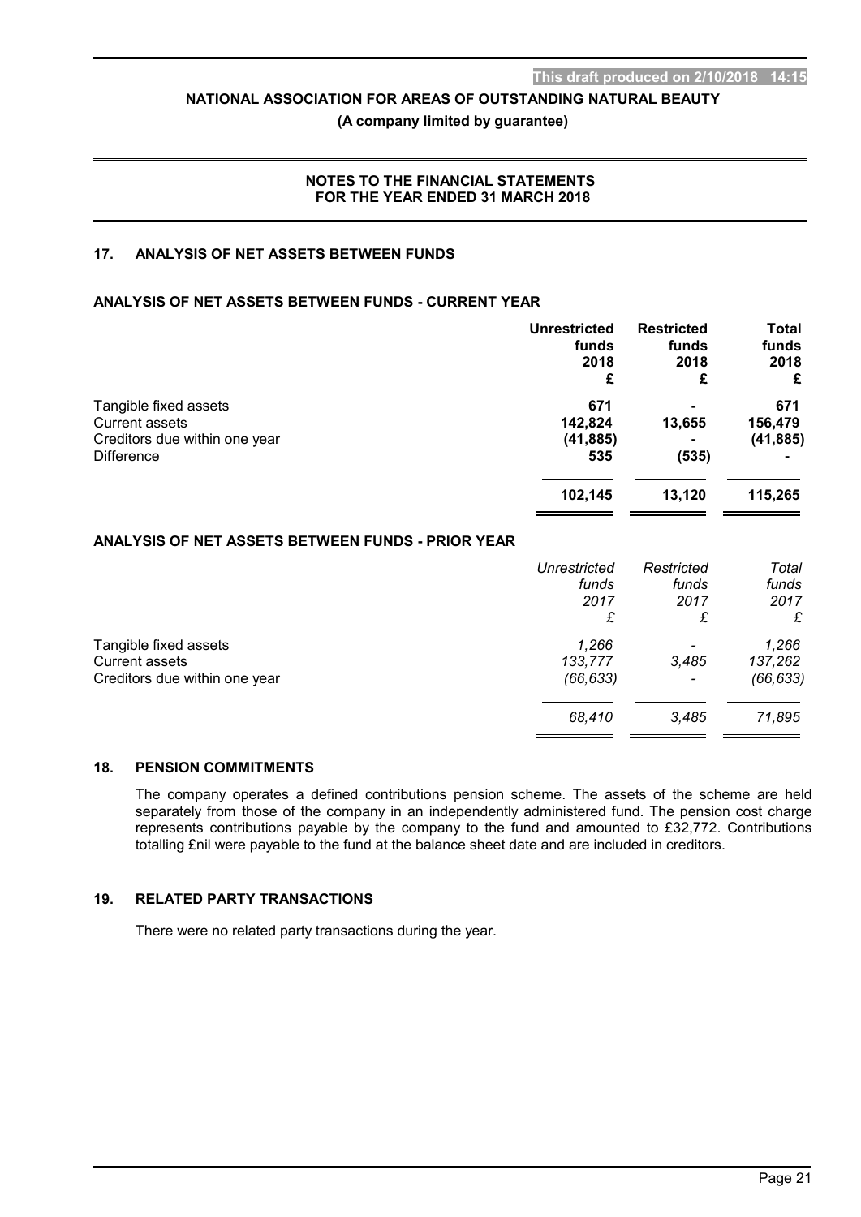## 17. ANALYSIS OF NET ASSETS BETWEEN FUNDS

### ANALYSIS OF NET ASSETS BETWEEN FUNDS - CURRENT YEAR

| | Unrestricted funds 2018 £ | Restricted funds 2018 £ | Total funds 2018 £ |
|---|---|---|---|
| Tangible fixed assets | 671 | - | 671 |
| Current assets | 142,824 | 13,655 | 156,479 |
| Creditors due within one year | (41,885) | - | (41,885) |
| Difference | 535 | (535) | - |
| | **102,145** | **13,120** | **115,265** |

### ANALYSIS OF NET ASSETS BETWEEN FUNDS - PRIOR YEAR

| | *Unrestricted funds 2017 £* | *Restricted funds 2017 £* | *Total funds 2017 £* |
|---|---|---|---|
| Tangible fixed assets | *1,266* | *-* | *1,266* |
| Current assets | *133,777* | *3,485* | *137,262* |
| Creditors due within one year | *(66,633)* | *-* | *(66,633)* |
| | *68,410* | *3,485* | *71,895* |

## 18. PENSION COMMITMENTS

The company operates a defined contributions pension scheme. The assets of the scheme are held separately from those of the company in an independently administered fund. The pension cost charge represents contributions payable by the company to the fund and amounted to £32,772. Contributions totalling £nil were payable to the fund at the balance sheet date and are included in creditors.

## 19. RELATED PARTY TRANSACTIONS

There were no related party transactions during the year.